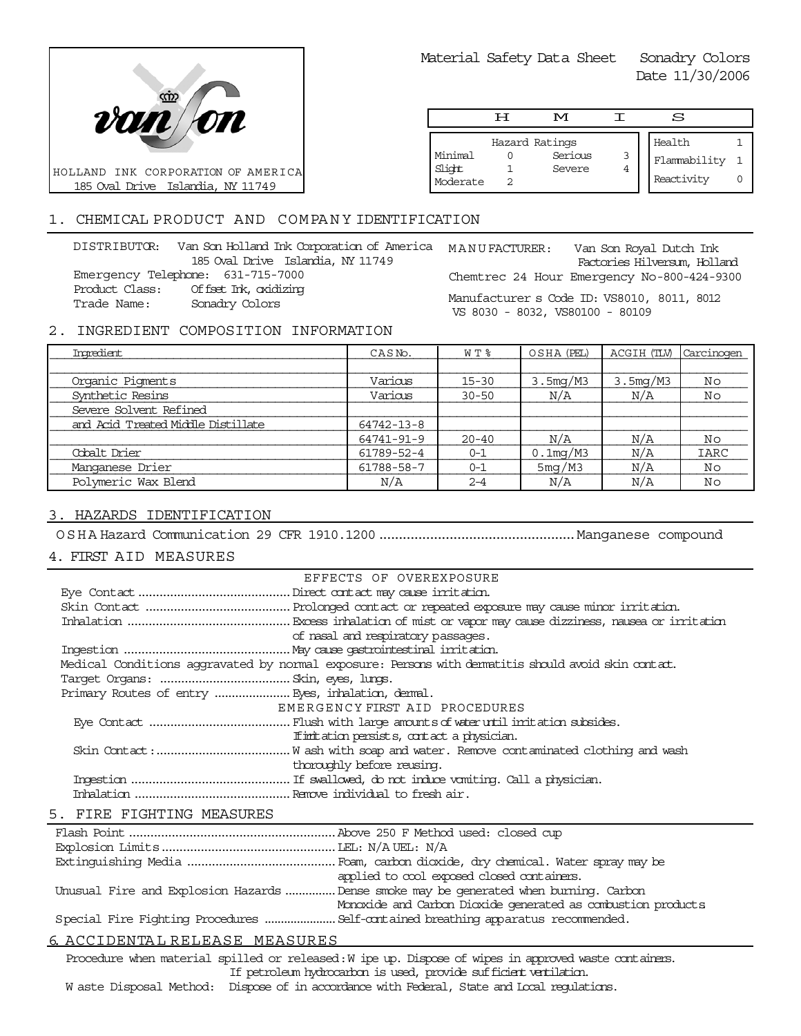van son

HOLLAND INK CORPORATION OF AMERICA
185 Oval Drive Islandia, NY 11749

Material Safety Data Sheet Sonadry Colors
Date 11/30/2006

| H | M | I | S |
|---|---|---|---|

| Hazard Ratings | | | |
|---|---|---|---|
| Minimal | 0 | Serious | 3 |
| Slight | 1 | Severe | 4 |
| Moderate | 2 | | |

| | |
|---|---|
| Health | 1 |
| Flammability | 1 |
| Reactivity | 0 |

## 1. CHEMICAL PRODUCT AND COMPANY IDENTIFICATION

DISTRIBUTOR: Van Son Holland Ink Corporation of America
185 Oval Drive Islandia, NY 11749
Emergency Telephone: 631-715-7000
Product Class: Offset Ink, oxidizing
Trade Name: Sonadry Colors

MANUFACTURER: Van Son Royal Dutch Ink Factories Hilversum, Holland
Chemtrec 24 Hour Emergency No-800-424-9300

Manufacturer s Code ID: VS8010, 8011, 8012
VS 8030 - 8032, VS80100 - 80109

## 2. INGREDIENT COMPOSITION INFORMATION

| Ingredient | CAS No. | WT % | OSHA (PEL) | ACGIH (TLV) | Carcinogen |
|---|---|---|---|---|---|
| Organic Pigments | Various | 15-30 | 3.5mg/M3 | 3.5mg/M3 | No |
| Synthetic Resins | Various | 30-50 | N/A | N/A | No |
| Severe Solvent Refined | | | | | |
| and Acid Treated Middle Distillate | 64742-13-8 | | | | |
| | 64741-91-9 | 20-40 | N/A | N/A | No |
| Cobalt Drier | 61789-52-4 | 0-1 | 0.1mg/M3 | N/A | IARC |
| Manganese Drier | 61788-58-7 | 0-1 | 5mg/M3 | N/A | No |
| Polymeric Wax Blend | N/A | 2-4 | N/A | N/A | No |

## 3. HAZARDS IDENTIFICATION

OSHA Hazard Communication 29 CFR 1910.1200 .................................................. Manganese compound

## 4. FIRST AID MEASURES

EFFECTS OF OVEREXPOSURE

Eye Contact .......................................... Direct contact may cause irritation.
Skin Contact .......................................... Prolonged contact or repeated exposure may cause minor irritation.
Inhalation .......................................... Excess inhalation of mist or vapor may cause dizziness, nausea or irritation of nasal and respiratory passages.
Ingestion .......................................... May cause gastrointestinal irritation.
Medical Conditions aggravated by normal exposure: Persons with dermatitis should avoid skin contact.
Target Organs: .......................................... Skin, eyes, lungs.
Primary Routes of entry .......................................... Eyes, inhalation, dermal.

EMERGENCY FIRST AID PROCEDURES

Eye Contact .......................................... Flush with large amounts of water until irritation subsides. If irritation persists, contact a physician.
Skin Contact: .......................................... Wash with soap and water. Remove contaminated clothing and wash thoroughly before reusing.
Ingestion .......................................... If swallowed, do not induce vomiting. Call a physician.
Inhalation .......................................... Remove individual to fresh air.

## 5. FIRE FIGHTING MEASURES

Flash Point .......................................... Above 250 F Method used: closed cup
Explosion Limits .......................................... LEL: N/A UEL: N/A
Extinguishing Media .......................................... Foam, carbon dioxide, dry chemical. Water spray may be applied to cool exposed closed containers.
Unusual Fire and Explosion Hazards .............. Dense smoke may be generated when burning. Carbon Monoxide and Carbon Dioxide generated as combustion products
Special Fire Fighting Procedures ..................... Self-contained breathing apparatus recommended.

## 6. ACCIDENTAL RELEASE MEASURES

Procedure when material spilled or released: Wipe up. Dispose of wipes in approved waste containers. If petroleum hydrocarbon is used, provide sufficient ventilation.

Waste Disposal Method: Dispose of in accordance with Federal, State and Local regulations.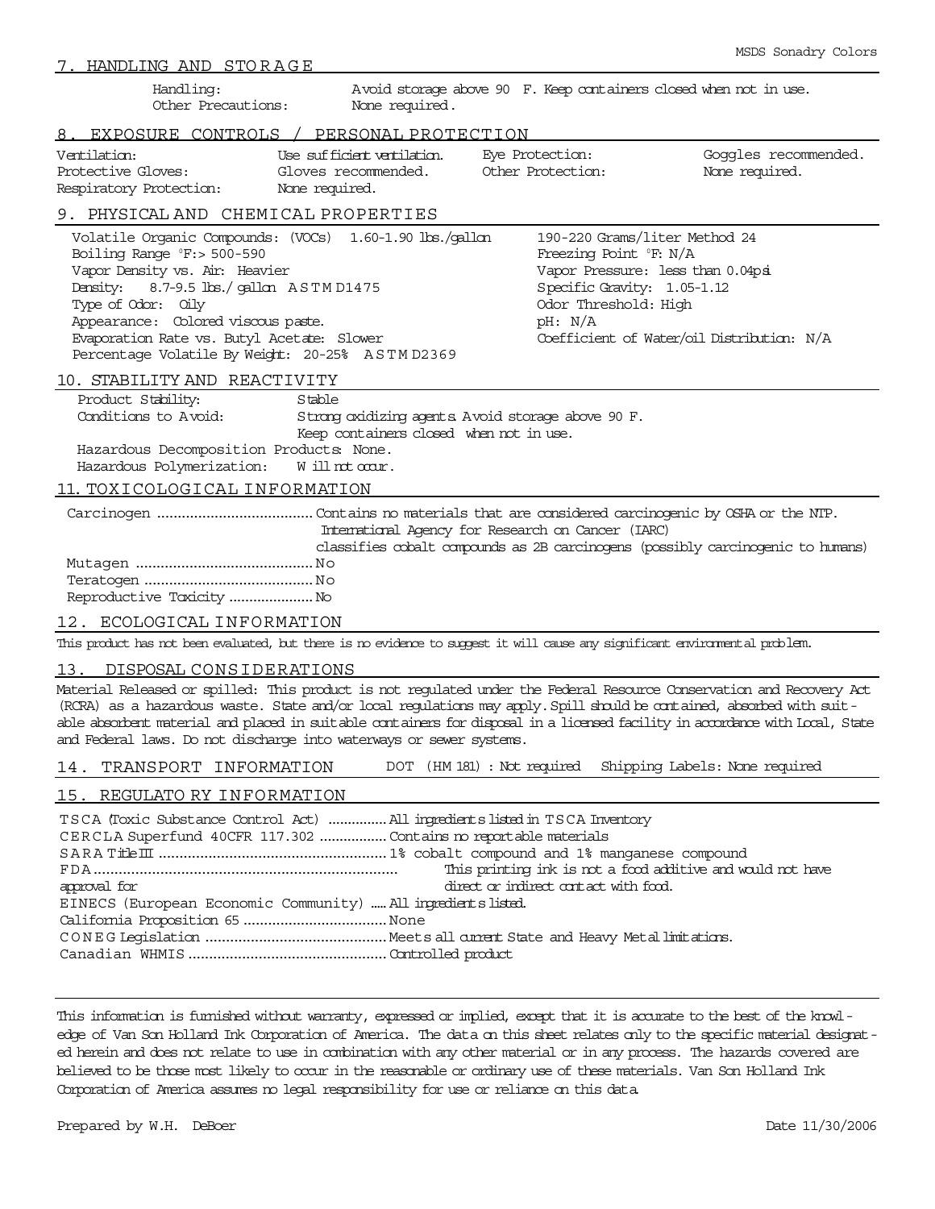## 7. HANDLING AND STORAGE

| | |
|---|---|
| Handling: | Avoid storage above 90 F. Keep containers closed when not in use. |
| Other Precautions: | None required. |

## 8. EXPOSURE CONTROLS / PERSONAL PROTECTION

| | | | |
|---|---|---|---|
| Ventilation: | Use sufficient ventilation. | Eye Protection: | Goggles recommended. |
| Protective Gloves: | Gloves recommended. | Other Protection: | None required. |
| Respiratory Protection: | None required. | | |

## 9. PHYSICAL AND CHEMICAL PROPERTIES

Volatile Organic Compounds: (VOCs) 1.60-1.90 lbs./gallon 190-220 Grams/liter Method 24
Boiling Range °F:> 500-590
Freezing Point °F: N/A
Vapor Density vs. Air: Heavier
Vapor Pressure: less than 0.04psi
Density: 8.7-9.5 lbs./gallon ASTM D1475
Specific Gravity: 1.05-1.12
Type of Odor: Oily
Odor Threshold: High
Appearance: Colored viscous paste.
pH: N/A
Evaporation Rate vs. Butyl Acetate: Slower
Coefficient of Water/oil Distribution: N/A
Percentage Volatile By Weight: 20-25% ASTM D2369

## 10. STABILITY AND REACTIVITY

Product Stability: Stable
Conditions to Avoid: Strong oxidizing agents. Avoid storage above 90 F. Keep containers closed when not in use.
Hazardous Decomposition Products: None.
Hazardous Polymerization: Will not occur.

## 11. TOXICOLOGICAL INFORMATION

Carcinogen .................................. Contains no materials that are considered carcinogenic by OSHA or the NTP. International Agency for Research on Cancer (IARC) classifies cobalt compounds as 2B carcinogens (possibly carcinogenic to humans)
Mutagen .................................. No
Teratogen .................................. No
Reproductive Toxicity .................. No

## 12. ECOLOGICAL INFORMATION

This product has not been evaluated, but there is no evidence to suggest it will cause any significant environmental problem.

## 13. DISPOSAL CONSIDERATIONS

Material Released or spilled: This product is not regulated under the Federal Resource Conservation and Recovery Act (RCRA) as a hazardous waste. State and/or local regulations may apply. Spill should be contained, absorbed with suitable absorbent material and placed in suitable containers for disposal in a licensed facility in accordance with Local, State and Federal laws. Do not discharge into waterways or sewer systems.

## 14. TRANSPORT INFORMATION

DOT (HM 181) : Not required Shipping Labels: None required

## 15. REGULATORY INFORMATION

TSCA (Toxic Substance Control Act) .............. All ingredients listed in TSCA Inventory
CERCLA Superfund 40CFR 117.302 ................ Contains no reportable materials
SARA Title III .................................................. 1% cobalt compound and 1% manganese compound
FDA ................................................................ This printing ink is not a food additive and would not have approval for direct or indirect contact with food.
EINECS (European Economic Community) ..... All ingredients listed.
California Proposition 65 .................................. None
CONEG Legislation ........................................... Meets all current State and Heavy Metal limitations.
Canadian WHMIS ............................................. Controlled product

---

This information is furnished without warranty, expressed or implied, except that it is accurate to the best of the knowledge of Van Son Holland Ink Corporation of America. The data on this sheet relates only to the specific material designated herein and does not relate to use in combination with any other material or in any process. The hazards covered are believed to be those most likely to occur in the reasonable or ordinary use of these materials. Van Son Holland Ink Corporation of America assumes no legal responsibility for use or reliance on this data.

Prepared by W.H. DeBoer

Date 11/30/2006